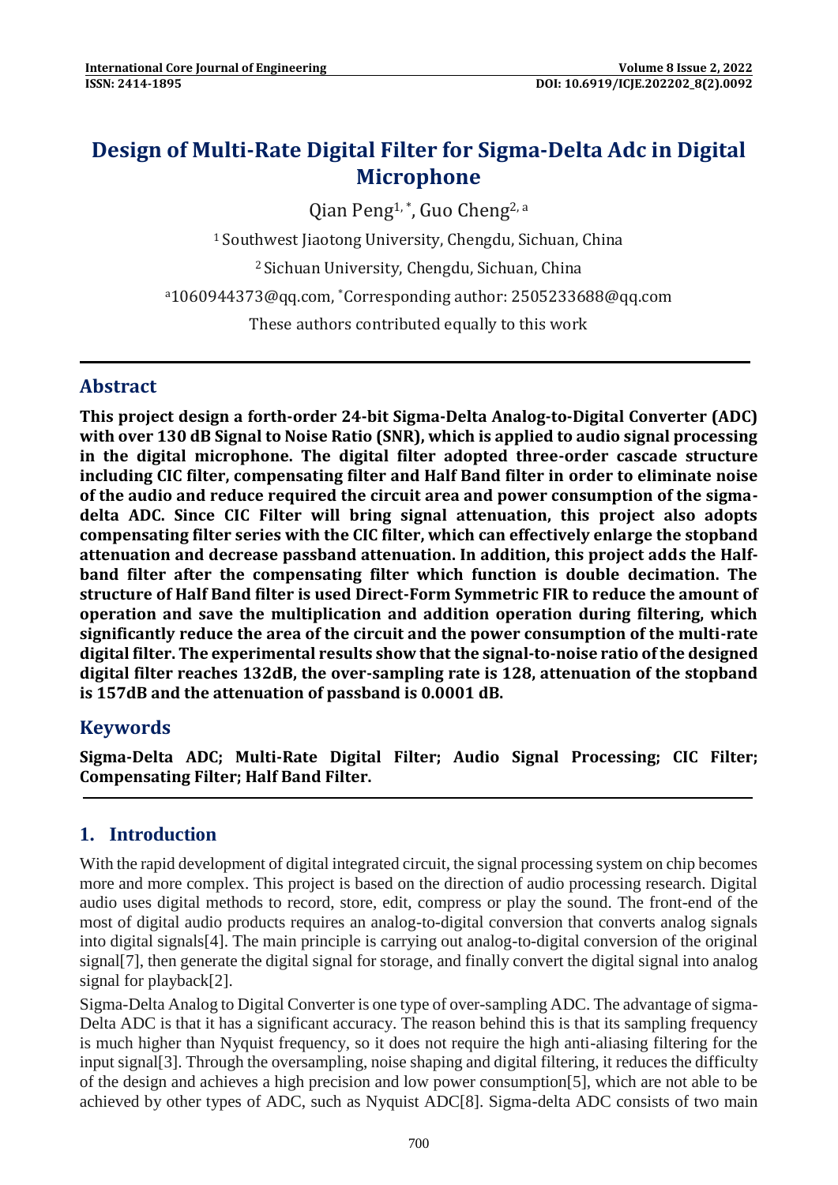# Design of Multi-Rate Digital Filter for Sigma-Delta Adc in Digital Microphone

Qian Peng[1, *], Guo Cheng[2, a]

[1] Southwest Jiaotong University, Chengdu, Sichuan, China

[2] Sichuan University, Chengdu, Sichuan, China

[a]1060944373@qq.com, *Corresponding author: 2505233688@qq.com

These authors contributed equally to this work

## Abstract

**This project design a forth-order 24-bit Sigma-Delta Analog-to-Digital Converter (ADC) with over 130 dB Signal to Noise Ratio (SNR), which is applied to audio signal processing in the digital microphone. The digital filter adopted three-order cascade structure including CIC filter, compensating filter and Half Band filter in order to eliminate noise of the audio and reduce required the circuit area and power consumption of the sigma-delta ADC. Since CIC Filter will bring signal attenuation, this project also adopts compensating filter series with the CIC filter, which can effectively enlarge the stopband attenuation and decrease passband attenuation. In addition, this project adds the Half-band filter after the compensating filter which function is double decimation. The structure of Half Band filter is used Direct-Form Symmetric FIR to reduce the amount of operation and save the multiplication and addition operation during filtering, which significantly reduce the area of the circuit and the power consumption of the multi-rate digital filter. The experimental results show that the signal-to-noise ratio of the designed digital filter reaches 132dB, the over-sampling rate is 128, attenuation of the stopband is 157dB and the attenuation of passband is 0.0001 dB.**

## Keywords

**Sigma-Delta ADC; Multi-Rate Digital Filter; Audio Signal Processing; CIC Filter; Compensating Filter; Half Band Filter.**

## 1. Introduction

With the rapid development of digital integrated circuit, the signal processing system on chip becomes more and more complex. This project is based on the direction of audio processing research. Digital audio uses digital methods to record, store, edit, compress or play the sound. The front-end of the most of digital audio products requires an analog-to-digital conversion that converts analog signals into digital signals[4]. The main principle is carrying out analog-to-digital conversion of the original signal[7], then generate the digital signal for storage, and finally convert the digital signal into analog signal for playback[2].

Sigma-Delta Analog to Digital Converter is one type of over-sampling ADC. The advantage of sigma-Delta ADC is that it has a significant accuracy. The reason behind this is that its sampling frequency is much higher than Nyquist frequency, so it does not require the high anti-aliasing filtering for the input signal[3]. Through the oversampling, noise shaping and digital filtering, it reduces the difficulty of the design and achieves a high precision and low power consumption[5], which are not able to be achieved by other types of ADC, such as Nyquist ADC[8]. Sigma-delta ADC consists of two main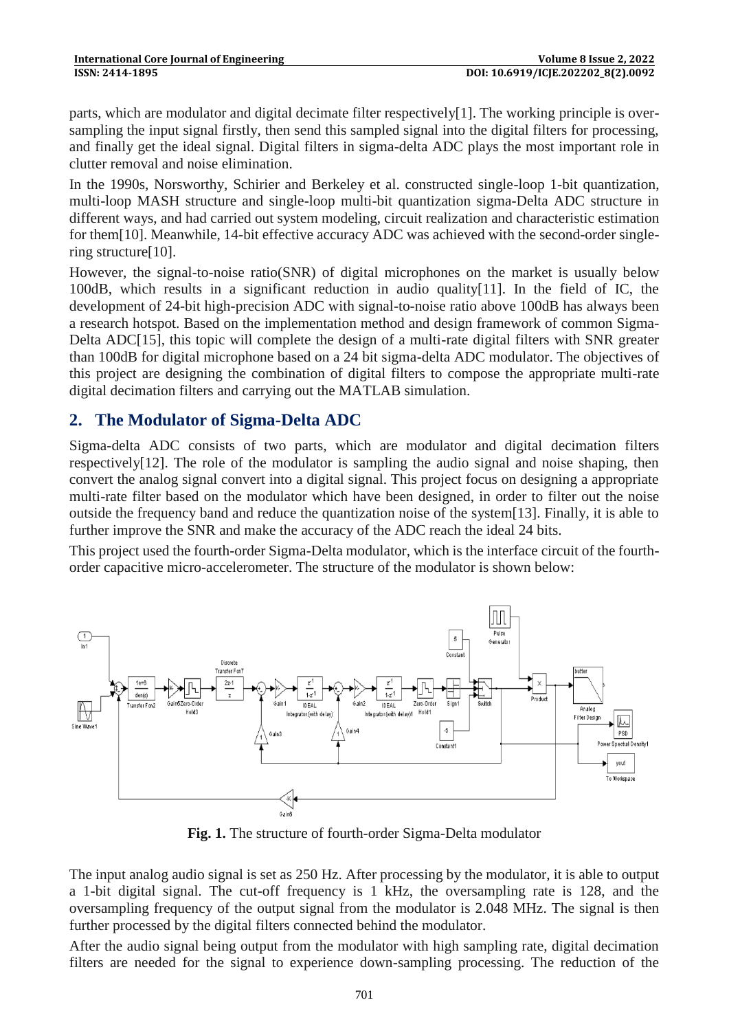parts, which are modulator and digital decimate filter respectively[1]. The working principle is over-sampling the input signal firstly, then send this sampled signal into the digital filters for processing, and finally get the ideal signal. Digital filters in sigma-delta ADC plays the most important role in clutter removal and noise elimination.

In the 1990s, Norsworthy, Schirier and Berkeley et al. constructed single-loop 1-bit quantization, multi-loop MASH structure and single-loop multi-bit quantization sigma-Delta ADC structure in different ways, and had carried out system modeling, circuit realization and characteristic estimation for them[10]. Meanwhile, 14-bit effective accuracy ADC was achieved with the second-order single-ring structure[10].

However, the signal-to-noise ratio(SNR) of digital microphones on the market is usually below 100dB, which results in a significant reduction in audio quality[11]. In the field of IC, the development of 24-bit high-precision ADC with signal-to-noise ratio above 100dB has always been a research hotspot. Based on the implementation method and design framework of common Sigma-Delta ADC[15], this topic will complete the design of a multi-rate digital filters with SNR greater than 100dB for digital microphone based on a 24 bit sigma-delta ADC modulator. The objectives of this project are designing the combination of digital filters to compose the appropriate multi-rate digital decimation filters and carrying out the MATLAB simulation.

## 2. The Modulator of Sigma-Delta ADC

Sigma-delta ADC consists of two parts, which are modulator and digital decimation filters respectively[12]. The role of the modulator is sampling the audio signal and noise shaping, then convert the analog signal convert into a digital signal. This project focus on designing a appropriate multi-rate filter based on the modulator which have been designed, in order to filter out the noise outside the frequency band and reduce the quantization noise of the system[13]. Finally, it is able to further improve the SNR and make the accuracy of the ADC reach the ideal 24 bits.

This project used the fourth-order Sigma-Delta modulator, which is the interface circuit of the fourth-order capacitive micro-accelerometer. The structure of the modulator is shown below:

**Fig. 1.** The structure of fourth-order Sigma-Delta modulator

The input analog audio signal is set as 250 Hz. After processing by the modulator, it is able to output a 1-bit digital signal. The cut-off frequency is 1 kHz, the oversampling rate is 128, and the oversampling frequency of the output signal from the modulator is 2.048 MHz. The signal is then further processed by the digital filters connected behind the modulator.

After the audio signal being output from the modulator with high sampling rate, digital decimation filters are needed for the signal to experience down-sampling processing. The reduction of the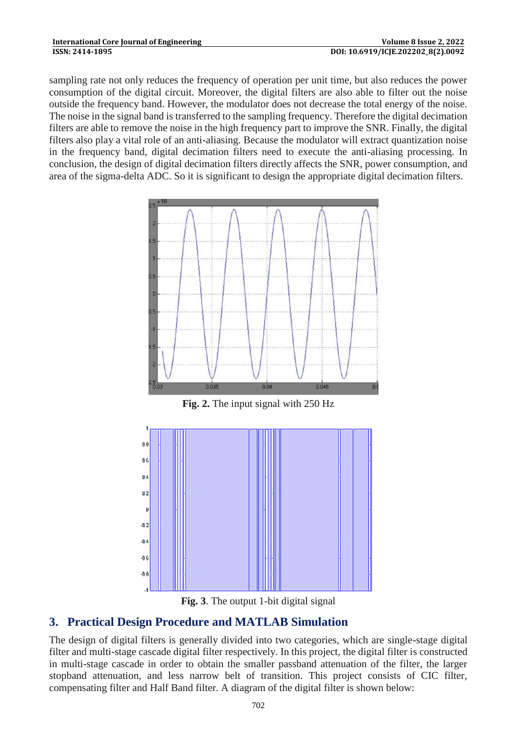sampling rate not only reduces the frequency of operation per unit time, but also reduces the power consumption of the digital circuit. Moreover, the digital filters are also able to filter out the noise outside the frequency band. However, the modulator does not decrease the total energy of the noise. The noise in the signal band is transferred to the sampling frequency. Therefore the digital decimation filters are able to remove the noise in the high frequency part to improve the SNR. Finally, the digital filters also play a vital role of an anti-aliasing. Because the modulator will extract quantization noise in the frequency band, digital decimation filters need to execute the anti-aliasing processing. In conclusion, the design of digital decimation filters directly affects the SNR, power consumption, and area of the sigma-delta ADC. So it is significant to design the appropriate digital decimation filters.

**Fig. 2.** The input signal with 250 Hz

**Fig. 3**. The output 1-bit digital signal

## 3. Practical Design Procedure and MATLAB Simulation

The design of digital filters is generally divided into two categories, which are single-stage digital filter and multi-stage cascade digital filter respectively. In this project, the digital filter is constructed in multi-stage cascade in order to obtain the smaller passband attenuation of the filter, the larger stopband attenuation, and less narrow belt of transition. This project consists of CIC filter, compensating filter and Half Band filter. A diagram of the digital filter is shown below: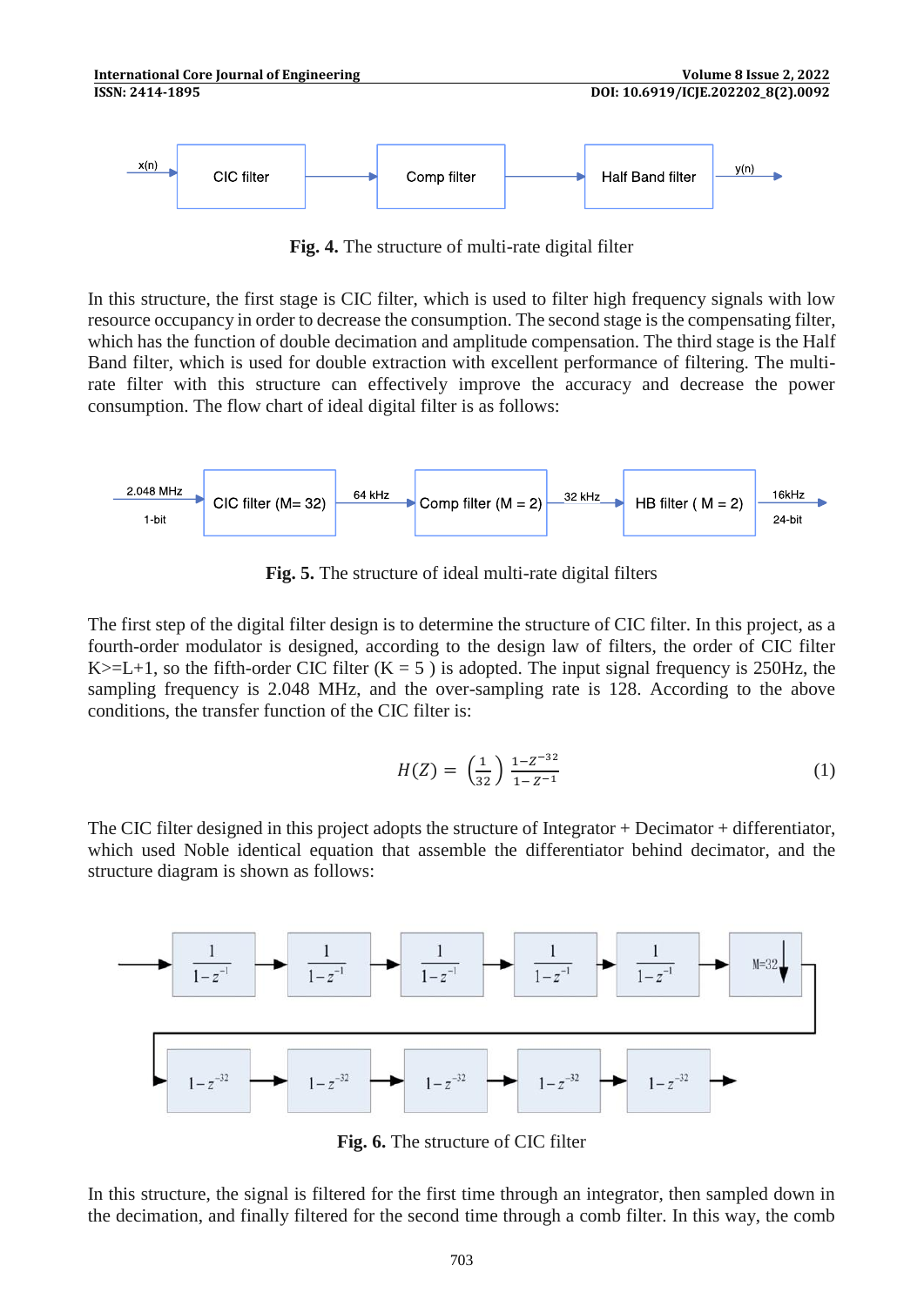Fig. 4. The structure of multi-rate digital filter

In this structure, the first stage is CIC filter, which is used to filter high frequency signals with low resource occupancy in order to decrease the consumption. The second stage is the compensating filter, which has the function of double decimation and amplitude compensation. The third stage is the Half Band filter, which is used for double extraction with excellent performance of filtering. The multi-rate filter with this structure can effectively improve the accuracy and decrease the power consumption. The flow chart of ideal digital filter is as follows:

Fig. 5. The structure of ideal multi-rate digital filters

The first step of the digital filter design is to determine the structure of CIC filter. In this project, as a fourth-order modulator is designed, according to the design law of filters, the order of CIC filter K>=L+1, so the fifth-order CIC filter (K = 5 ) is adopted. The input signal frequency is 250Hz, the sampling frequency is 2.048 MHz, and the over-sampling rate is 128. According to the above conditions, the transfer function of the CIC filter is:

$$H(Z) = \left(\frac{1}{32}\right) \frac{1-Z^{-32}}{1-Z^{-1}} \tag{1}$$

The CIC filter designed in this project adopts the structure of Integrator + Decimator + differentiator, which used Noble identical equation that assemble the differentiator behind decimator, and the structure diagram is shown as follows:

Fig. 6. The structure of CIC filter

In this structure, the signal is filtered for the first time through an integrator, then sampled down in the decimation, and finally filtered for the second time through a comb filter. In this way, the comb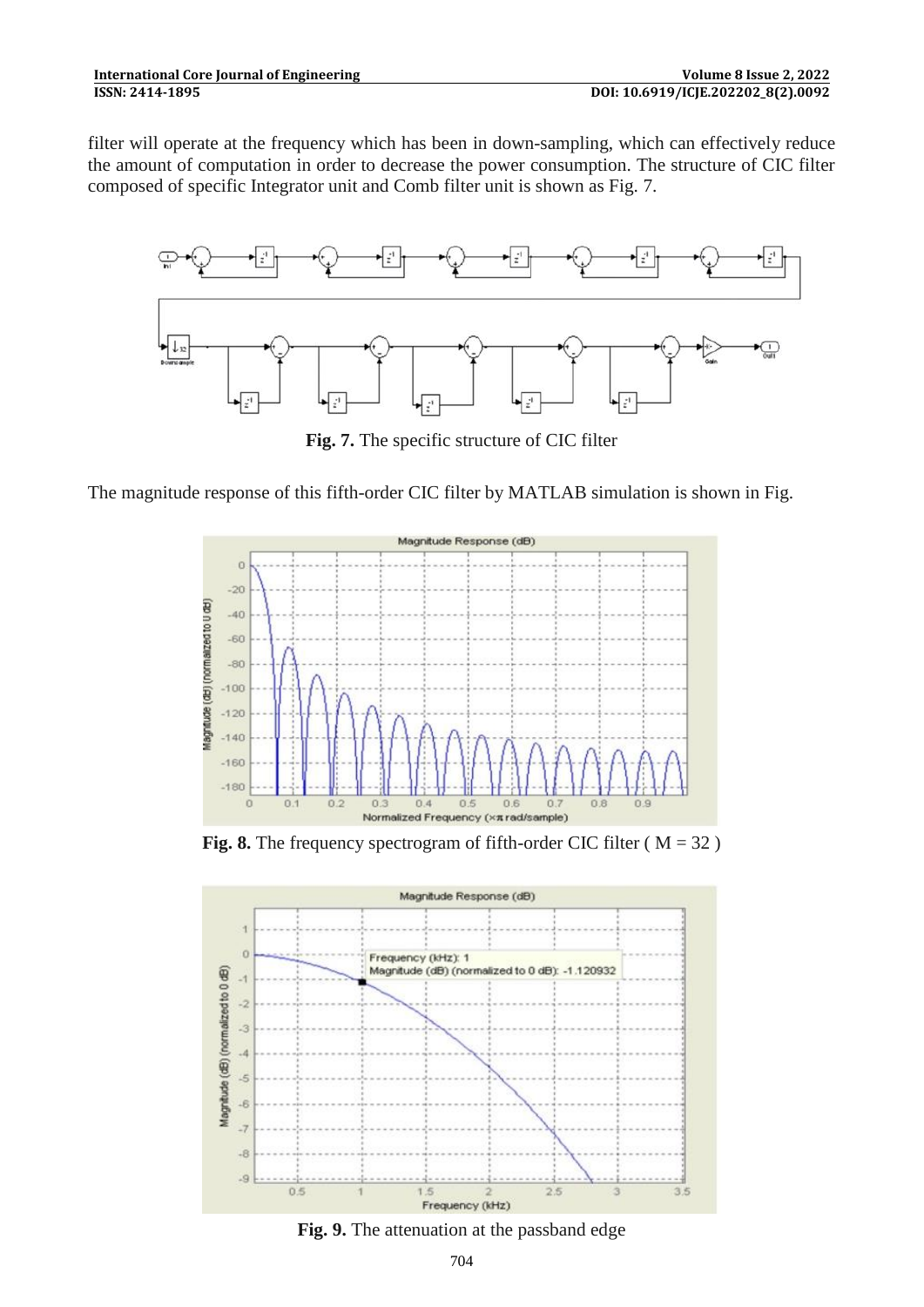filter will operate at the frequency which has been in down-sampling, which can effectively reduce the amount of computation in order to decrease the power consumption. The structure of CIC filter composed of specific Integrator unit and Comb filter unit is shown as Fig. 7.

**Fig. 7.** The specific structure of CIC filter

The magnitude response of this fifth-order CIC filter by MATLAB simulation is shown in Fig.

**Fig. 8.** The frequency spectrogram of fifth-order CIC filter ( M = 32 )

**Fig. 9.** The attenuation at the passband edge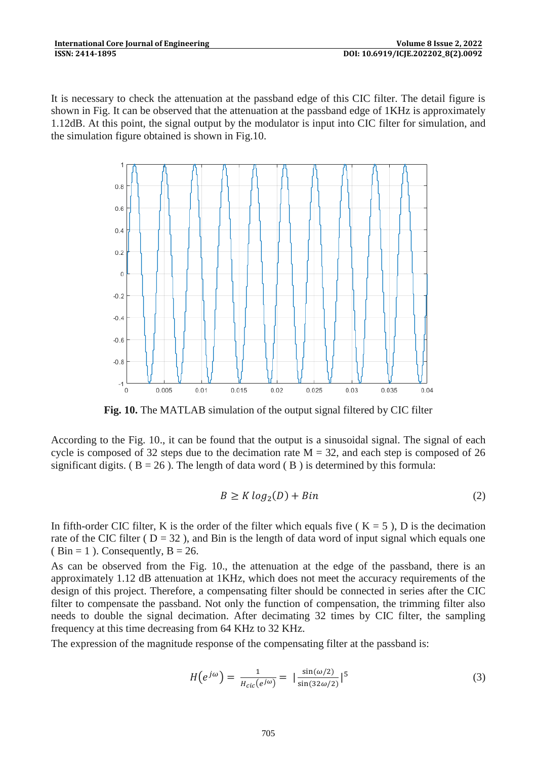It is necessary to check the attenuation at the passband edge of this CIC filter. The detail figure is shown in Fig. It can be observed that the attenuation at the passband edge of 1KHz is approximately 1.12dB. At this point, the signal output by the modulator is input into CIC filter for simulation, and the simulation figure obtained is shown in Fig.10.

**Fig. 10.** The MATLAB simulation of the output signal filtered by CIC filter

According to the Fig. 10., it can be found that the output is a sinusoidal signal. The signal of each cycle is composed of 32 steps due to the decimation rate M = 32, and each step is composed of 26 significant digits. ( B = 26 ). The length of data word ( B ) is determined by this formula:

$$B \geq K\, log_2(D) + Bin \tag{2}$$

In fifth-order CIC filter, K is the order of the filter which equals five ( K = 5 ), D is the decimation rate of the CIC filter ( D = 32 ), and Bin is the length of data word of input signal which equals one ( Bin = 1 ). Consequently, B = 26.

As can be observed from the Fig. 10., the attenuation at the edge of the passband, there is an approximately 1.12 dB attenuation at 1KHz, which does not meet the accuracy requirements of the design of this project. Therefore, a compensating filter should be connected in series after the CIC filter to compensate the passband. Not only the function of compensation, the trimming filter also needs to double the signal decimation. After decimating 32 times by CIC filter, the sampling frequency at this time decreasing from 64 KHz to 32 KHz.

The expression of the magnitude response of the compensating filter at the passband is:

$$H(e^{j\omega}) = \frac{1}{H_{cic}(e^{j\omega})} = \left|\frac{\sin(\omega/2)}{\sin(32\omega/2)}\right|^5 \tag{3}$$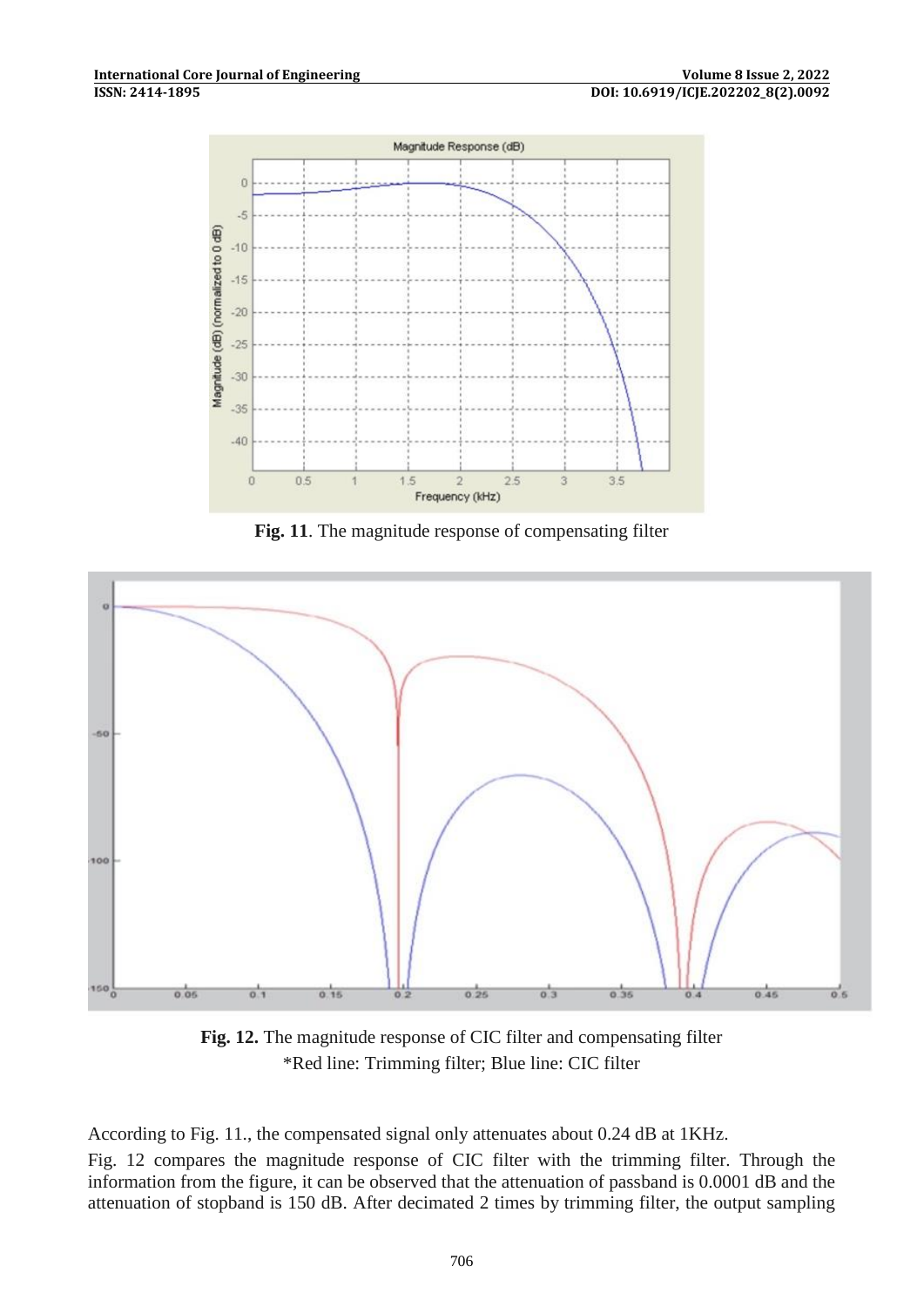**Fig. 11**. The magnitude response of compensating filter

**Fig. 12.** The magnitude response of CIC filter and compensating filter
*Red line: Trimming filter; Blue line: CIC filter

According to Fig. 11., the compensated signal only attenuates about 0.24 dB at 1KHz.

Fig. 12 compares the magnitude response of CIC filter with the trimming filter. Through the information from the figure, it can be observed that the attenuation of passband is 0.0001 dB and the attenuation of stopband is 150 dB. After decimated 2 times by trimming filter, the output sampling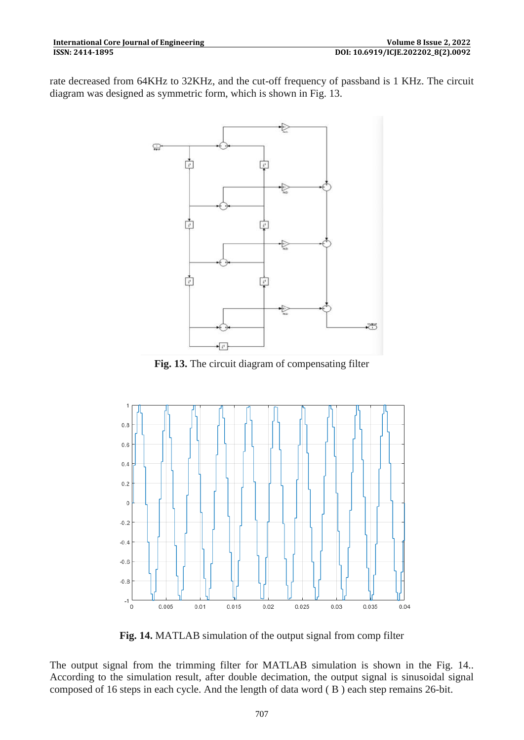rate decreased from 64KHz to 32KHz, and the cut-off frequency of passband is 1 KHz. The circuit diagram was designed as symmetric form, which is shown in Fig. 13.

**Fig. 13.** The circuit diagram of compensating filter

**Fig. 14.** MATLAB simulation of the output signal from comp filter

The output signal from the trimming filter for MATLAB simulation is shown in the Fig. 14.. According to the simulation result, after double decimation, the output signal is sinusoidal signal composed of 16 steps in each cycle. And the length of data word ( B ) each step remains 26-bit.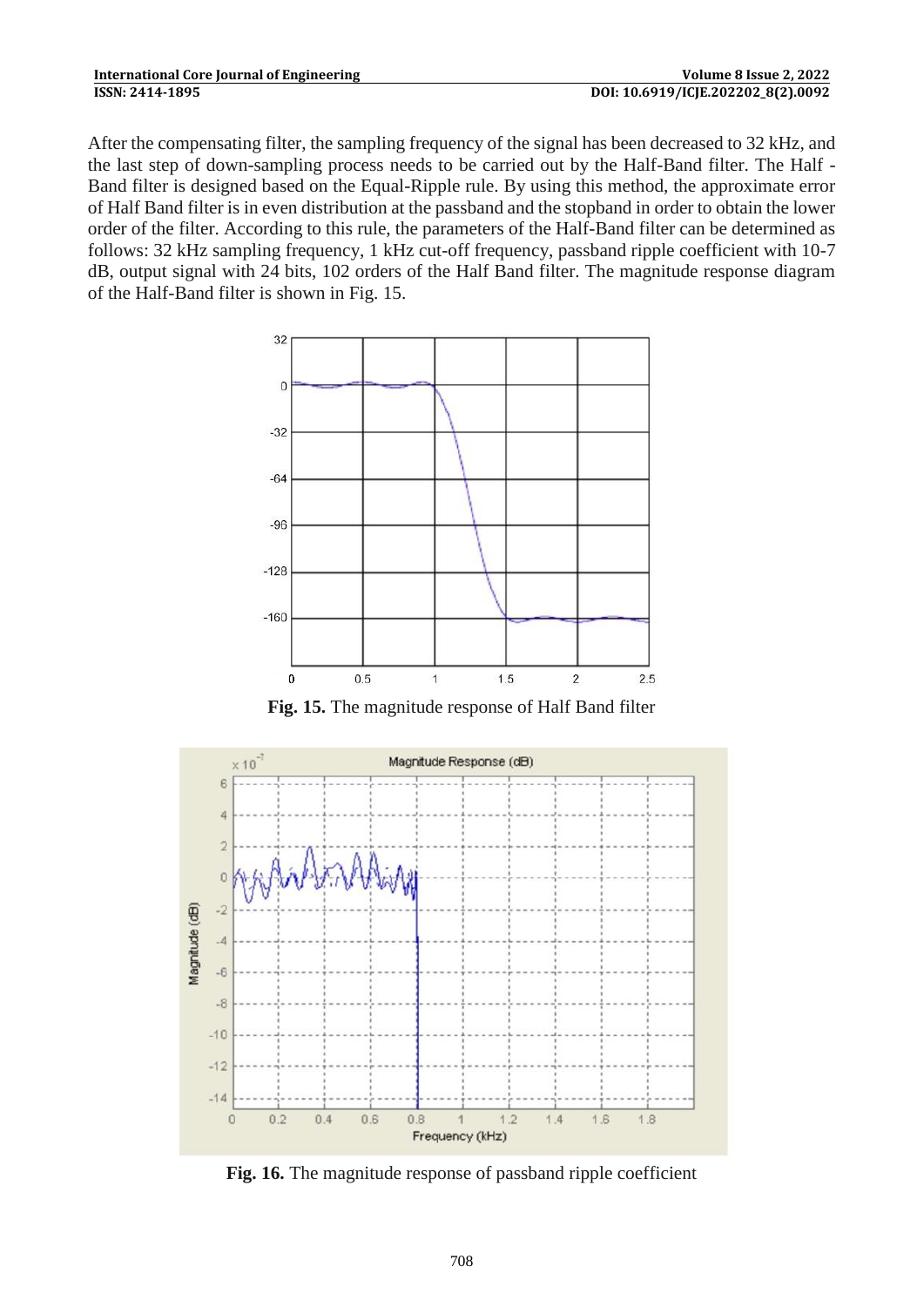After the compensating filter, the sampling frequency of the signal has been decreased to 32 kHz, and the last step of down-sampling process needs to be carried out by the Half-Band filter. The Half - Band filter is designed based on the Equal-Ripple rule. By using this method, the approximate error of Half Band filter is in even distribution at the passband and the stopband in order to obtain the lower order of the filter. According to this rule, the parameters of the Half-Band filter can be determined as follows: 32 kHz sampling frequency, 1 kHz cut-off frequency, passband ripple coefficient with 10-7 dB, output signal with 24 bits, 102 orders of the Half Band filter. The magnitude response diagram of the Half-Band filter is shown in Fig. 15.

**Fig. 15.** The magnitude response of Half Band filter

**Fig. 16.** The magnitude response of passband ripple coefficient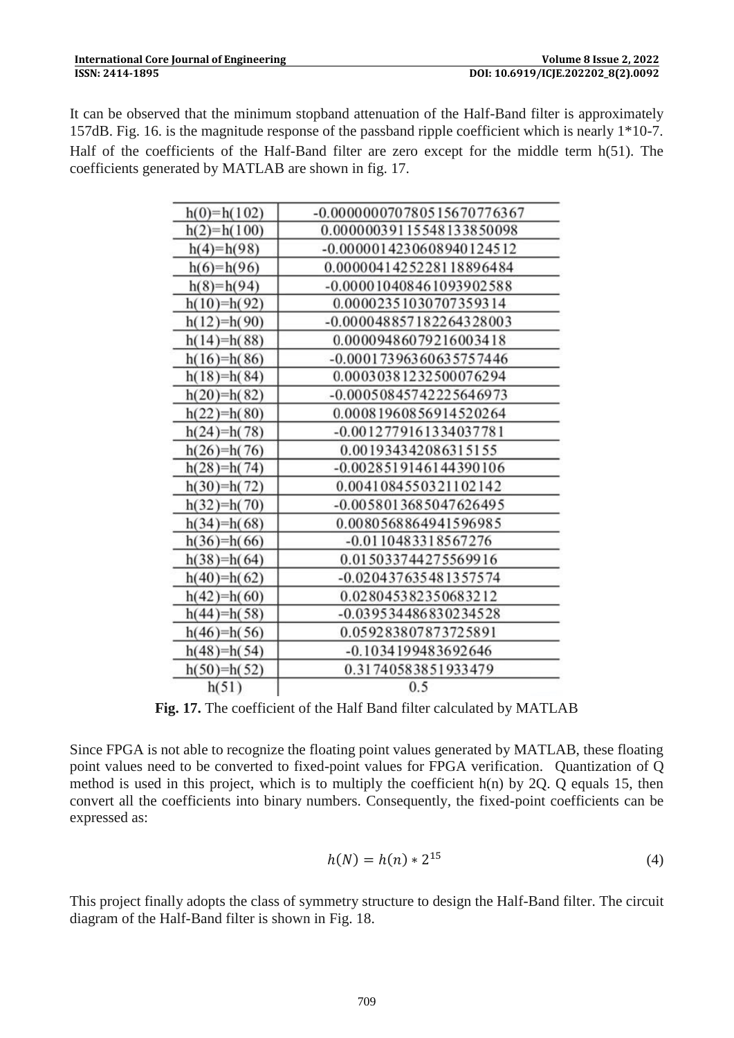It can be observed that the minimum stopband attenuation of the Half-Band filter is approximately 157dB. Fig. 16. is the magnitude response of the passband ripple coefficient which is nearly 1*10-7. Half of the coefficients of the Half-Band filter are zero except for the middle term h(51). The coefficients generated by MATLAB are shown in fig. 17.

| | |
|---|---|
| h(0)=h(102) | -0.000000070780515670776367 |
| h(2)=h(100) | 0.00000039115548133850098 |
| h(4)=h(98) | -0.0000014230608940124512 |
| h(6)=h(96) | 0.0000041425228118896484 |
| h(8)=h(94) | -0.000010408461093902588 |
| h(10)=h(92) | 0.00002351030707359314 |
| h(12)=h(90) | -0.000048857182264328003 |
| h(14)=h(88) | 0.000094860792160034 18 |
| h(16)=h(86) | -0.00017396360635757446 |
| h(18)=h(84) | 0.00030381232500076294 |
| h(20)=h(82) | -0.00050845742225646973 |
| h(22)=h(80) | 0.00081960856914520264 |
| h(24)=h(78) | -0.0012779161334037781 |
| h(26)=h(76) | 0.0019343420863151 55 |
| h(28)=h(74) | -0.0028519146144390106 |
| h(30)=h(72) | 0.0041084550321102142 |
| h(32)=h(70) | -0.0058013685047626495 |
| h(34)=h(68) | 0.0080568864941596985 |
| h(36)=h(66) | -0.0110483318567276 |
| h(38)=h(64) | 0.015033744275569916 |
| h(40)=h(62) | -0.020437635481357574 |
| h(42)=h(60) | 0.028045382350683212 |
| h(44)=h(58) | -0.039534486830234528 |
| h(46)=h(56) | 0.059283807873725891 |
| h(48)=h(54) | -0.1034199483692646 |
| h(50)=h(52) | 0.31740583851933479 |
| h(51) | 0.5 |

**Fig. 17.** The coefficient of the Half Band filter calculated by MATLAB

Since FPGA is not able to recognize the floating point values generated by MATLAB, these floating point values need to be converted to fixed-point values for FPGA verification. Quantization of Q method is used in this project, which is to multiply the coefficient h(n) by 2Q. Q equals 15, then convert all the coefficients into binary numbers. Consequently, the fixed-point coefficients can be expressed as:

$$h(N) = h(n) * 2^{15} \tag{4}$$

This project finally adopts the class of symmetry structure to design the Half-Band filter. The circuit diagram of the Half-Band filter is shown in Fig. 18.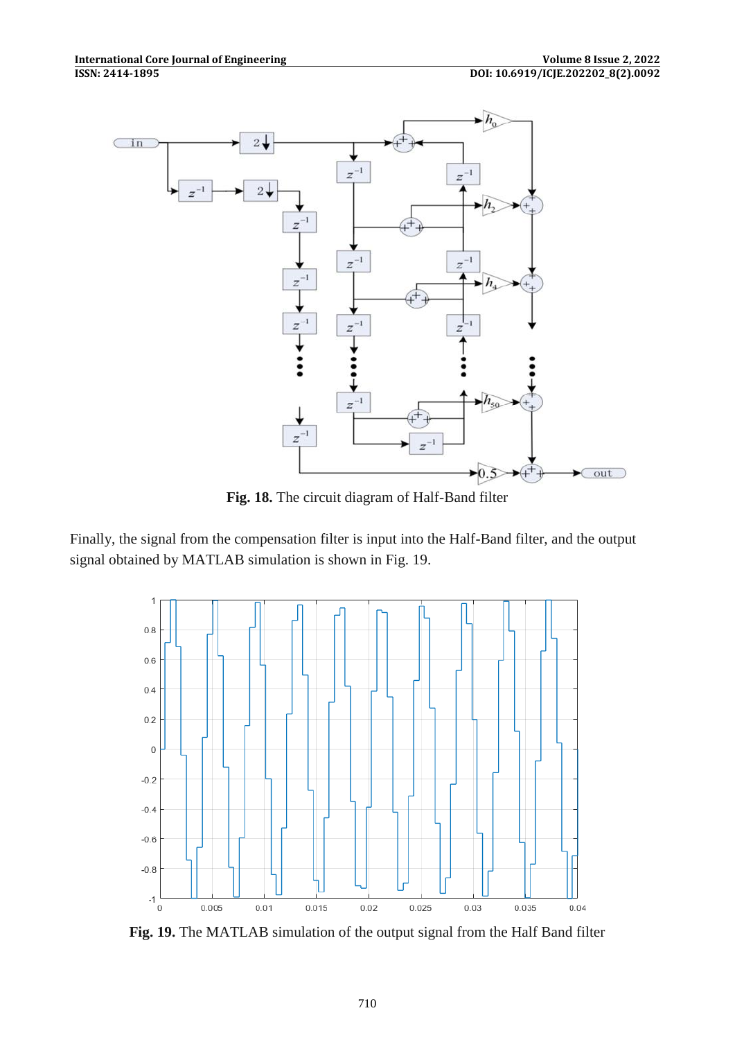**Fig. 18.** The circuit diagram of Half-Band filter

Finally, the signal from the compensation filter is input into the Half-Band filter, and the output signal obtained by MATLAB simulation is shown in Fig. 19.

**Fig. 19.** The MATLAB simulation of the output signal from the Half Band filter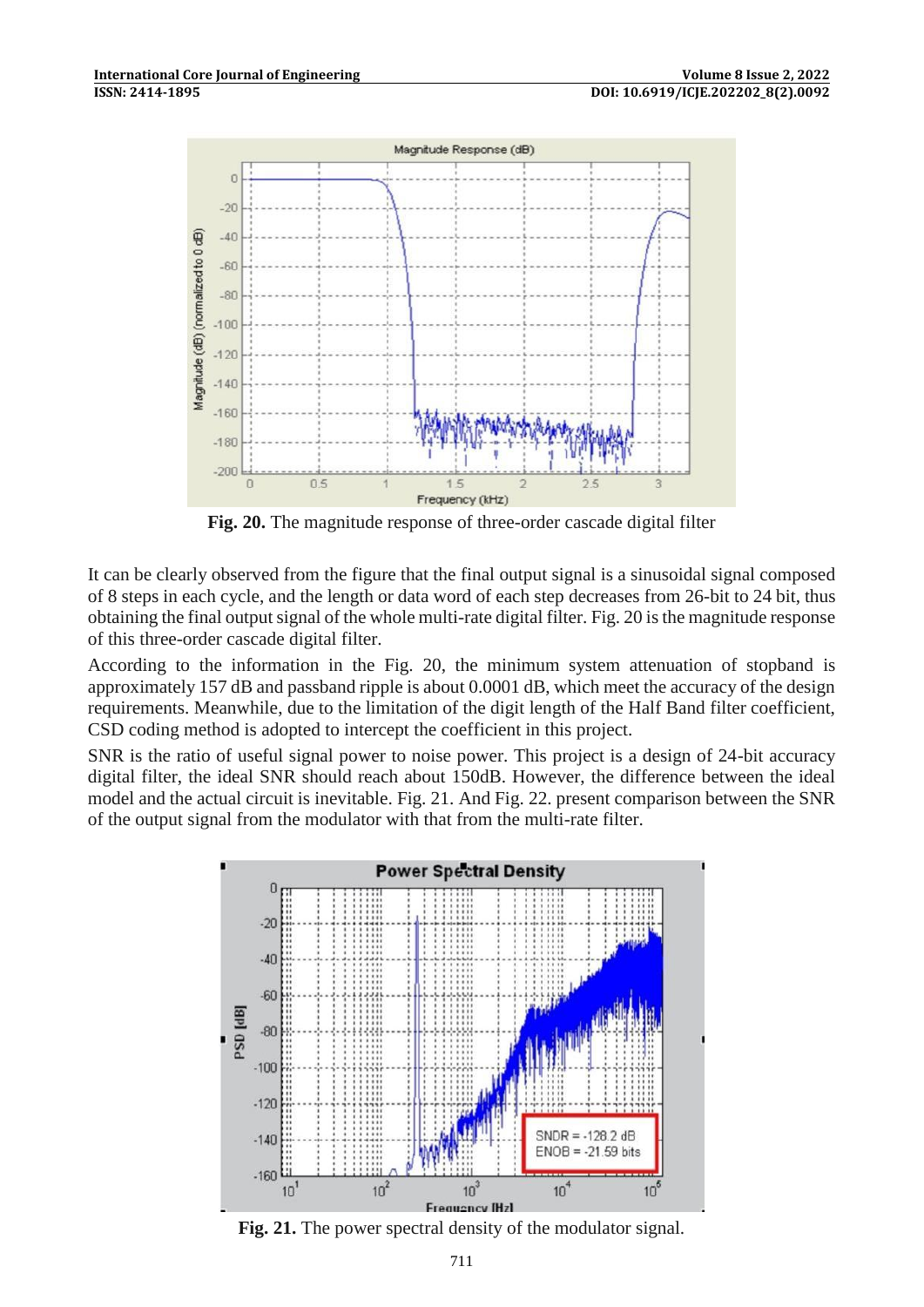**Fig. 20.** The magnitude response of three-order cascade digital filter

It can be clearly observed from the figure that the final output signal is a sinusoidal signal composed of 8 steps in each cycle, and the length or data word of each step decreases from 26-bit to 24 bit, thus obtaining the final output signal of the whole multi-rate digital filter. Fig. 20 is the magnitude response of this three-order cascade digital filter.

According to the information in the Fig. 20, the minimum system attenuation of stopband is approximately 157 dB and passband ripple is about 0.0001 dB, which meet the accuracy of the design requirements. Meanwhile, due to the limitation of the digit length of the Half Band filter coefficient, CSD coding method is adopted to intercept the coefficient in this project.

SNR is the ratio of useful signal power to noise power. This project is a design of 24-bit accuracy digital filter, the ideal SNR should reach about 150dB. However, the difference between the ideal model and the actual circuit is inevitable. Fig. 21. And Fig. 22. present comparison between the SNR of the output signal from the modulator with that from the multi-rate filter.

**Fig. 21.** The power spectral density of the modulator signal.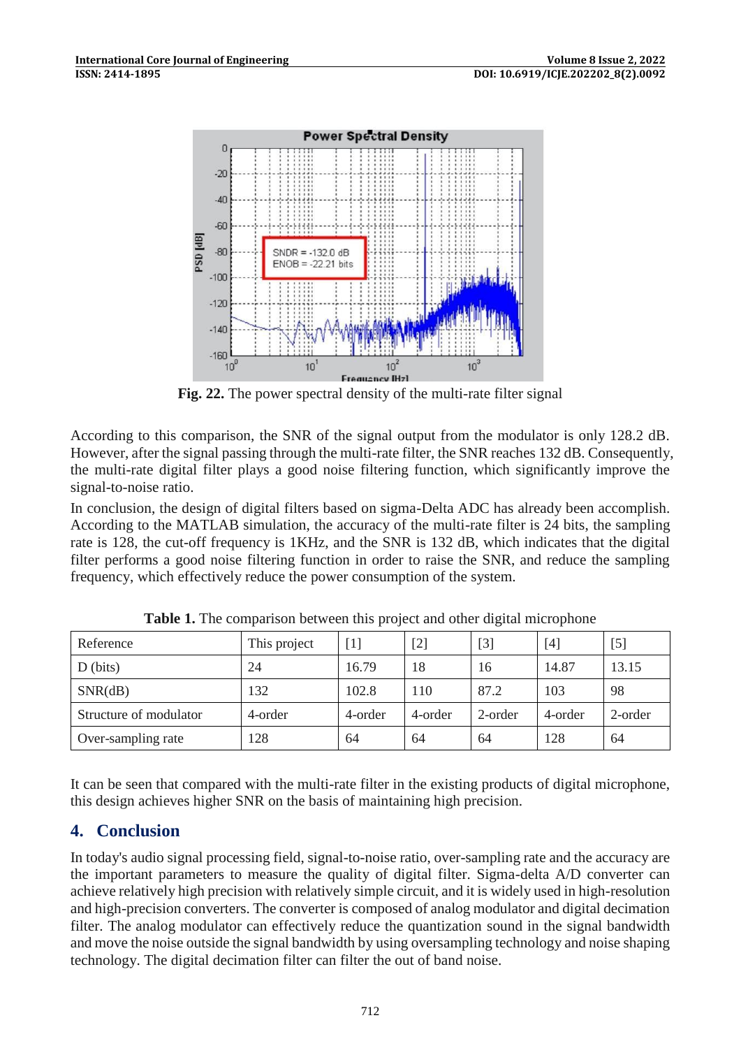Fig. 22. The power spectral density of the multi-rate filter signal

According to this comparison, the SNR of the signal output from the modulator is only 128.2 dB. However, after the signal passing through the multi-rate filter, the SNR reaches 132 dB. Consequently, the multi-rate digital filter plays a good noise filtering function, which significantly improve the signal-to-noise ratio.

In conclusion, the design of digital filters based on sigma-Delta ADC has already been accomplish. According to the MATLAB simulation, the accuracy of the multi-rate filter is 24 bits, the sampling rate is 128, the cut-off frequency is 1KHz, and the SNR is 132 dB, which indicates that the digital filter performs a good noise filtering function in order to raise the SNR, and reduce the sampling frequency, which effectively reduce the power consumption of the system.

**Table 1.** The comparison between this project and other digital microphone

| Reference | This project | [1] | [2] | [3] | [4] | [5] |
|---|---|---|---|---|---|---|
| D (bits) | 24 | 16.79 | 18 | 16 | 14.87 | 13.15 |
| SNR(dB) | 132 | 102.8 | 110 | 87.2 | 103 | 98 |
| Structure of modulator | 4-order | 4-order | 4-order | 2-order | 4-order | 2-order |
| Over-sampling rate | 128 | 64 | 64 | 64 | 128 | 64 |

It can be seen that compared with the multi-rate filter in the existing products of digital microphone, this design achieves higher SNR on the basis of maintaining high precision.

## 4. Conclusion

In today's audio signal processing field, signal-to-noise ratio, over-sampling rate and the accuracy are the important parameters to measure the quality of digital filter. Sigma-delta A/D converter can achieve relatively high precision with relatively simple circuit, and it is widely used in high-resolution and high-precision converters. The converter is composed of analog modulator and digital decimation filter. The analog modulator can effectively reduce the quantization sound in the signal bandwidth and move the noise outside the signal bandwidth by using oversampling technology and noise shaping technology. The digital decimation filter can filter the out of band noise.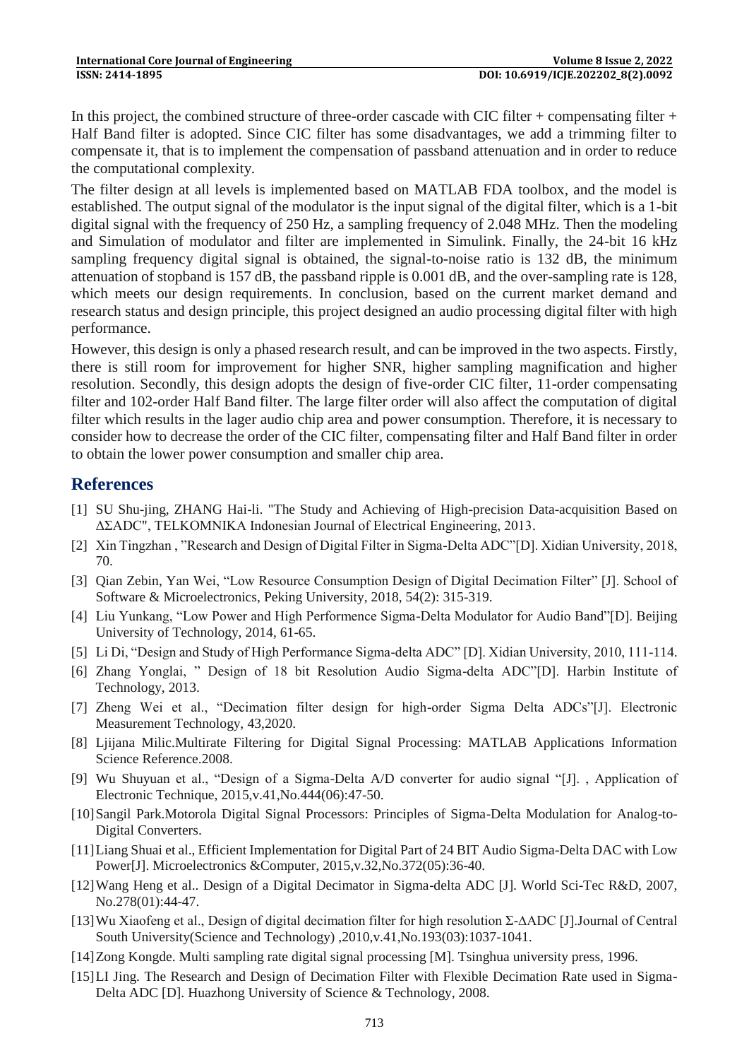In this project, the combined structure of three-order cascade with CIC filter + compensating filter + Half Band filter is adopted. Since CIC filter has some disadvantages, we add a trimming filter to compensate it, that is to implement the compensation of passband attenuation and in order to reduce the computational complexity.

The filter design at all levels is implemented based on MATLAB FDA toolbox, and the model is established. The output signal of the modulator is the input signal of the digital filter, which is a 1-bit digital signal with the frequency of 250 Hz, a sampling frequency of 2.048 MHz. Then the modeling and Simulation of modulator and filter are implemented in Simulink. Finally, the 24-bit 16 kHz sampling frequency digital signal is obtained, the signal-to-noise ratio is 132 dB, the minimum attenuation of stopband is 157 dB, the passband ripple is 0.001 dB, and the over-sampling rate is 128, which meets our design requirements. In conclusion, based on the current market demand and research status and design principle, this project designed an audio processing digital filter with high performance.

However, this design is only a phased research result, and can be improved in the two aspects. Firstly, there is still room for improvement for higher SNR, higher sampling magnification and higher resolution. Secondly, this design adopts the design of five-order CIC filter, 11-order compensating filter and 102-order Half Band filter. The large filter order will also affect the computation of digital filter which results in the lager audio chip area and power consumption. Therefore, it is necessary to consider how to decrease the order of the CIC filter, compensating filter and Half Band filter in order to obtain the lower power consumption and smaller chip area.

## References

[1] SU Shu-jing, ZHANG Hai-li. "The Study and Achieving of High-precision Data-acquisition Based on ΔΣADC", TELKOMNIKA Indonesian Journal of Electrical Engineering, 2013.

[2] Xin Tingzhan , "Research and Design of Digital Filter in Sigma-Delta ADC"[D]. Xidian University, 2018, 70.

[3] Qian Zebin, Yan Wei, "Low Resource Consumption Design of Digital Decimation Filter" [J]. School of Software & Microelectronics, Peking University, 2018, 54(2): 315-319.

[4] Liu Yunkang, "Low Power and High Performence Sigma-Delta Modulator for Audio Band"[D]. Beijing University of Technology, 2014, 61-65.

[5] Li Di, "Design and Study of High Performance Sigma-delta ADC" [D]. Xidian University, 2010, 111-114.

[6] Zhang Yonglai, " Design of 18 bit Resolution Audio Sigma-delta ADC"[D]. Harbin Institute of Technology, 2013.

[7] Zheng Wei et al., "Decimation filter design for high-order Sigma Delta ADCs"[J]. Electronic Measurement Technology, 43,2020.

[8] Ljijana Milic.Multirate Filtering for Digital Signal Processing: MATLAB Applications Information Science Reference.2008.

[9] Wu Shuyuan et al., "Design of a Sigma-Delta A/D converter for audio signal "[J]. , Application of Electronic Technique, 2015,v.41,No.444(06):47-50.

[10] Sangil Park.Motorola Digital Signal Processors: Principles of Sigma-Delta Modulation for Analog-to-Digital Converters.

[11] Liang Shuai et al., Efficient Implementation for Digital Part of 24 BIT Audio Sigma-Delta DAC with Low Power[J]. Microelectronics &Computer, 2015,v.32,No.372(05):36-40.

[12] Wang Heng et al.. Design of a Digital Decimator in Sigma-delta ADC [J]. World Sci-Tec R&D, 2007, No.278(01):44-47.

[13] Wu Xiaofeng et al., Design of digital decimation filter for high resolution Σ-ΔADC [J].Journal of Central South University(Science and Technology) ,2010,v.41,No.193(03):1037-1041.

[14] Zong Kongde. Multi sampling rate digital signal processing [M]. Tsinghua university press, 1996.

[15] LI Jing. The Research and Design of Decimation Filter with Flexible Decimation Rate used in Sigma-Delta ADC [D]. Huazhong University of Science & Technology, 2008.